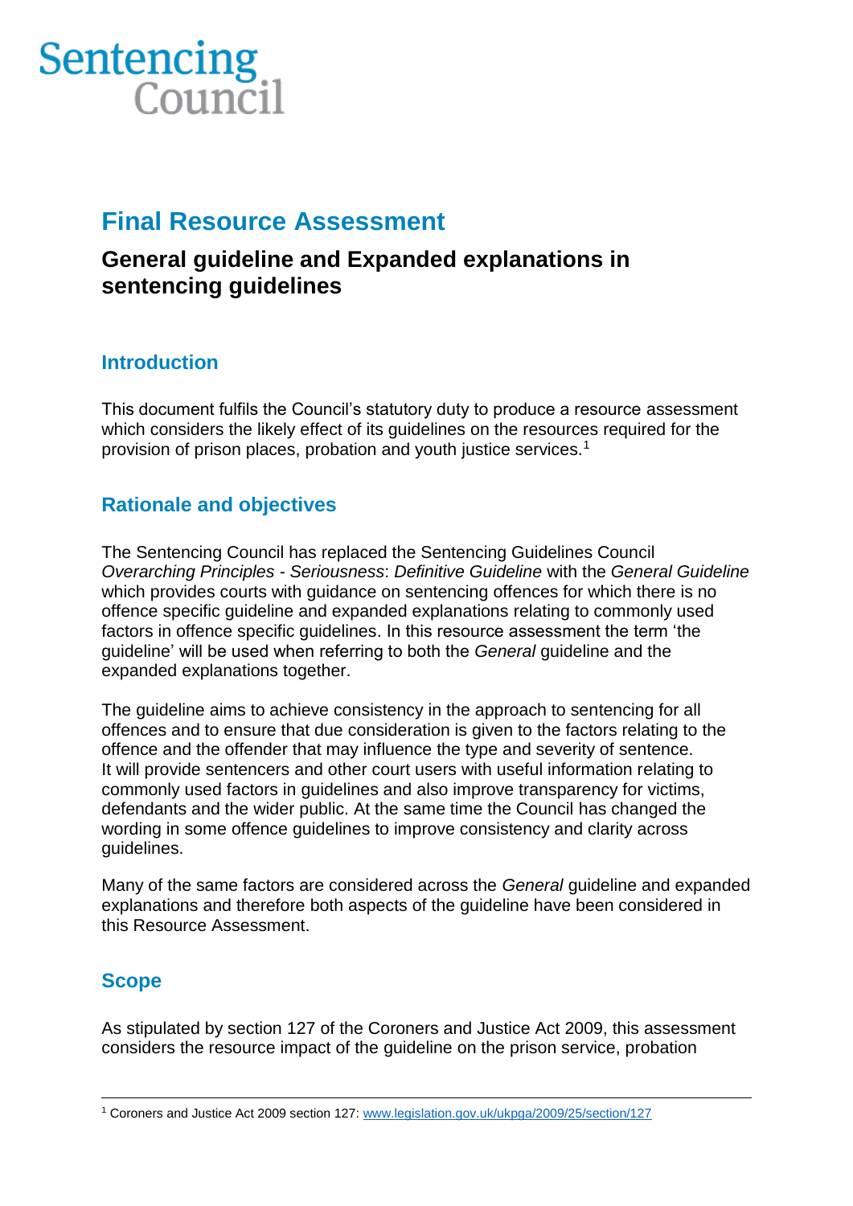Sentencing Council

# Final Resource Assessment

## General guideline and Expanded explanations in sentencing guidelines

### Introduction

This document fulfils the Council's statutory duty to produce a resource assessment which considers the likely effect of its guidelines on the resources required for the provision of prison places, probation and youth justice services.[1]

### Rationale and objectives

The Sentencing Council has replaced the Sentencing Guidelines Council *Overarching Principles - Seriousness*: *Definitive Guideline* with the *General Guideline* which provides courts with guidance on sentencing offences for which there is no offence specific guideline and expanded explanations relating to commonly used factors in offence specific guidelines. In this resource assessment the term 'the guideline' will be used when referring to both the *General* guideline and the expanded explanations together.

The guideline aims to achieve consistency in the approach to sentencing for all offences and to ensure that due consideration is given to the factors relating to the offence and the offender that may influence the type and severity of sentence. It will provide sentencers and other court users with useful information relating to commonly used factors in guidelines and also improve transparency for victims, defendants and the wider public. At the same time the Council has changed the wording in some offence guidelines to improve consistency and clarity across guidelines.

Many of the same factors are considered across the *General* guideline and expanded explanations and therefore both aspects of the guideline have been considered in this Resource Assessment.

### Scope

As stipulated by section 127 of the Coroners and Justice Act 2009, this assessment considers the resource impact of the guideline on the prison service, probation

[1] Coroners and Justice Act 2009 section 127: www.legislation.gov.uk/ukpga/2009/25/section/127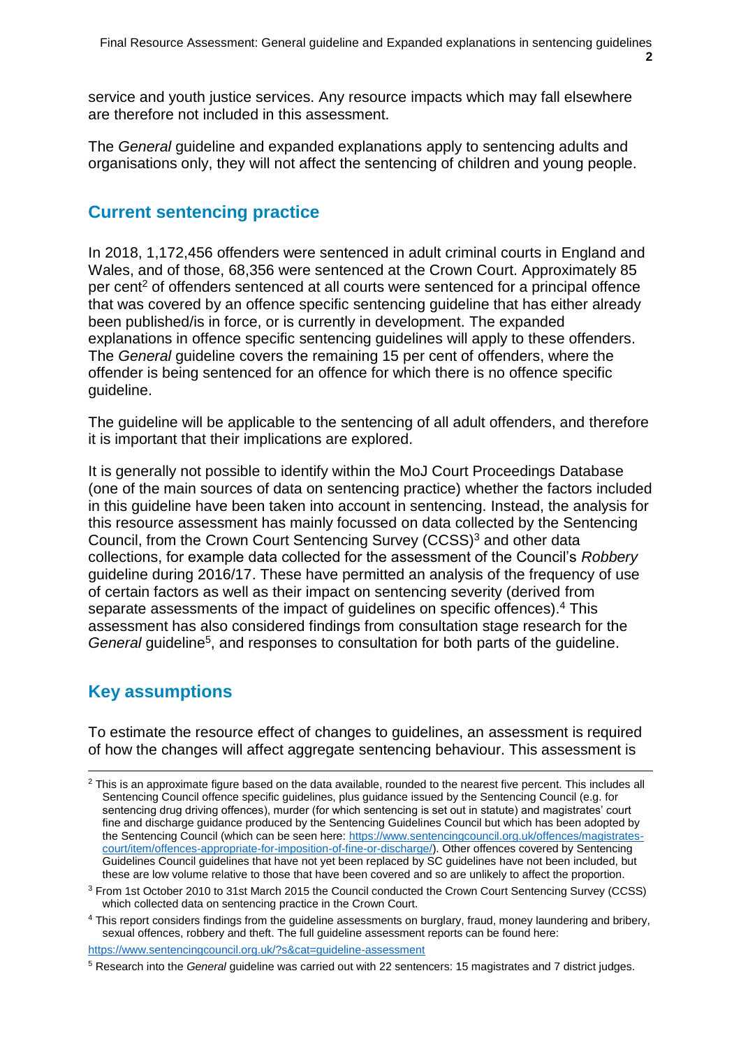service and youth justice services. Any resource impacts which may fall elsewhere are therefore not included in this assessment.

The *General* guideline and expanded explanations apply to sentencing adults and organisations only, they will not affect the sentencing of children and young people.

## Current sentencing practice

In 2018, 1,172,456 offenders were sentenced in adult criminal courts in England and Wales, and of those, 68,356 were sentenced at the Crown Court. Approximately 85 per cent[2] of offenders sentenced at all courts were sentenced for a principal offence that was covered by an offence specific sentencing guideline that has either already been published/is in force, or is currently in development. The expanded explanations in offence specific sentencing guidelines will apply to these offenders. The *General* guideline covers the remaining 15 per cent of offenders, where the offender is being sentenced for an offence for which there is no offence specific guideline.

The guideline will be applicable to the sentencing of all adult offenders, and therefore it is important that their implications are explored.

It is generally not possible to identify within the MoJ Court Proceedings Database (one of the main sources of data on sentencing practice) whether the factors included in this guideline have been taken into account in sentencing. Instead, the analysis for this resource assessment has mainly focussed on data collected by the Sentencing Council, from the Crown Court Sentencing Survey (CCSS)[3] and other data collections, for example data collected for the assessment of the Council's *Robbery* guideline during 2016/17. These have permitted an analysis of the frequency of use of certain factors as well as their impact on sentencing severity (derived from separate assessments of the impact of guidelines on specific offences).[4] This assessment has also considered findings from consultation stage research for the *General* guideline[5], and responses to consultation for both parts of the guideline.

## Key assumptions

To estimate the resource effect of changes to guidelines, an assessment is required of how the changes will affect aggregate sentencing behaviour. This assessment is

---

[2] This is an approximate figure based on the data available, rounded to the nearest five percent. This includes all Sentencing Council offence specific guidelines, plus guidance issued by the Sentencing Council (e.g. for sentencing drug driving offences), murder (for which sentencing is set out in statute) and magistrates' court fine and discharge guidance produced by the Sentencing Guidelines Council but which has been adopted by the Sentencing Council (which can be seen here: https://www.sentencingcouncil.org.uk/offences/magistrates-court/item/offences-appropriate-for-imposition-of-fine-or-discharge/). Other offences covered by Sentencing Guidelines Council guidelines that have not yet been replaced by SC guidelines have not been included, but these are low volume relative to those that have been covered and so are unlikely to affect the proportion.

[3] From 1st October 2010 to 31st March 2015 the Council conducted the Crown Court Sentencing Survey (CCSS) which collected data on sentencing practice in the Crown Court.

[4] This report considers findings from the guideline assessments on burglary, fraud, money laundering and bribery, sexual offences, robbery and theft. The full guideline assessment reports can be found here: https://www.sentencingcouncil.org.uk/?s&cat=guideline-assessment

[5] Research into the *General* guideline was carried out with 22 sentencers: 15 magistrates and 7 district judges.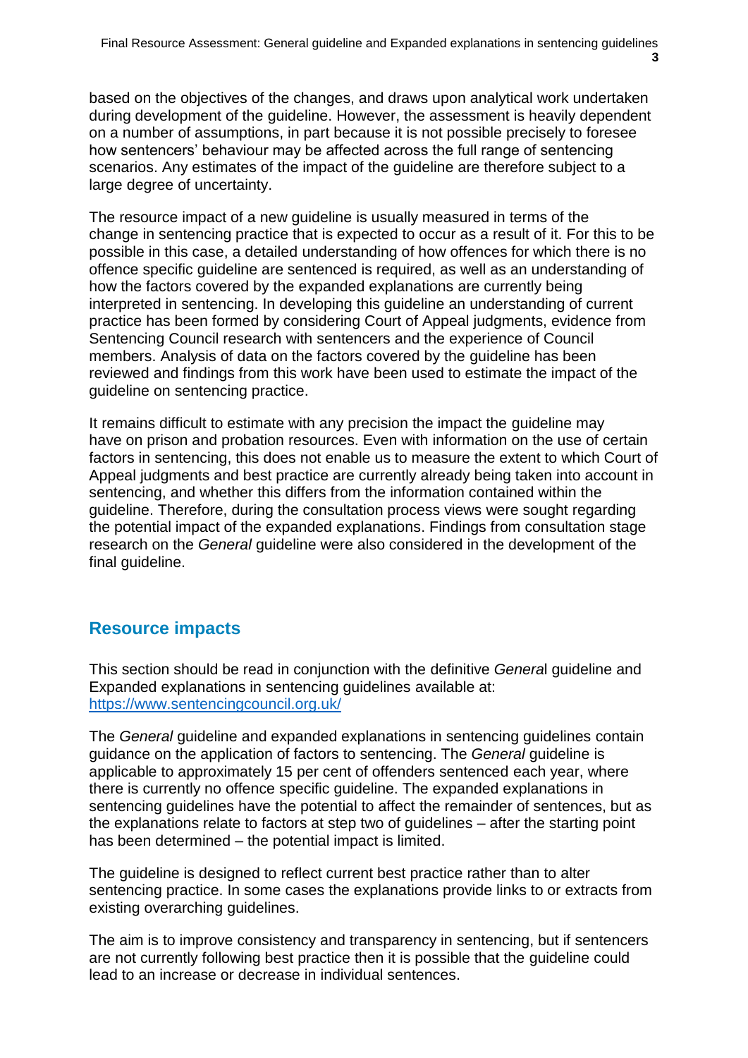based on the objectives of the changes, and draws upon analytical work undertaken during development of the guideline. However, the assessment is heavily dependent on a number of assumptions, in part because it is not possible precisely to foresee how sentencers' behaviour may be affected across the full range of sentencing scenarios. Any estimates of the impact of the guideline are therefore subject to a large degree of uncertainty.

The resource impact of a new guideline is usually measured in terms of the change in sentencing practice that is expected to occur as a result of it. For this to be possible in this case, a detailed understanding of how offences for which there is no offence specific guideline are sentenced is required, as well as an understanding of how the factors covered by the expanded explanations are currently being interpreted in sentencing. In developing this guideline an understanding of current practice has been formed by considering Court of Appeal judgments, evidence from Sentencing Council research with sentencers and the experience of Council members. Analysis of data on the factors covered by the guideline has been reviewed and findings from this work have been used to estimate the impact of the guideline on sentencing practice.

It remains difficult to estimate with any precision the impact the guideline may have on prison and probation resources. Even with information on the use of certain factors in sentencing, this does not enable us to measure the extent to which Court of Appeal judgments and best practice are currently already being taken into account in sentencing, and whether this differs from the information contained within the guideline. Therefore, during the consultation process views were sought regarding the potential impact of the expanded explanations. Findings from consultation stage research on the *General* guideline were also considered in the development of the final guideline.

## Resource impacts

This section should be read in conjunction with the definitive *General* guideline and Expanded explanations in sentencing guidelines available at: [https://www.sentencingcouncil.org.uk/](https://www.sentencingcouncil.org.uk/)

The *General* guideline and expanded explanations in sentencing guidelines contain guidance on the application of factors to sentencing. The *General* guideline is applicable to approximately 15 per cent of offenders sentenced each year, where there is currently no offence specific guideline. The expanded explanations in sentencing guidelines have the potential to affect the remainder of sentences, but as the explanations relate to factors at step two of guidelines – after the starting point has been determined – the potential impact is limited.

The guideline is designed to reflect current best practice rather than to alter sentencing practice. In some cases the explanations provide links to or extracts from existing overarching guidelines.

The aim is to improve consistency and transparency in sentencing, but if sentencers are not currently following best practice then it is possible that the guideline could lead to an increase or decrease in individual sentences.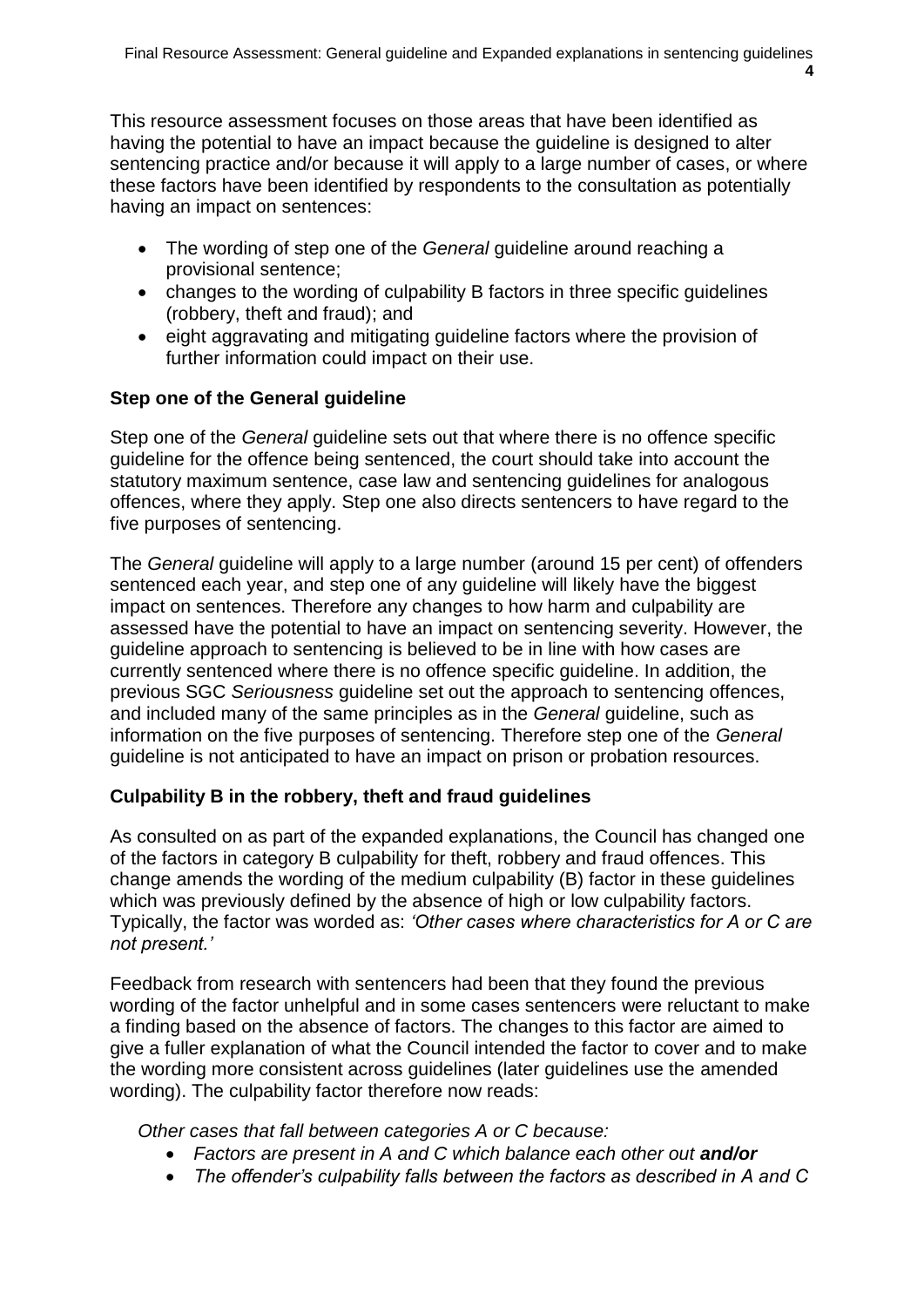This resource assessment focuses on those areas that have been identified as having the potential to have an impact because the guideline is designed to alter sentencing practice and/or because it will apply to a large number of cases, or where these factors have been identified by respondents to the consultation as potentially having an impact on sentences:

- The wording of step one of the *General* guideline around reaching a provisional sentence;
- changes to the wording of culpability B factors in three specific guidelines (robbery, theft and fraud); and
- eight aggravating and mitigating guideline factors where the provision of further information could impact on their use.

### Step one of the General guideline

Step one of the *General* guideline sets out that where there is no offence specific guideline for the offence being sentenced, the court should take into account the statutory maximum sentence, case law and sentencing guidelines for analogous offences, where they apply. Step one also directs sentencers to have regard to the five purposes of sentencing.

The *General* guideline will apply to a large number (around 15 per cent) of offenders sentenced each year, and step one of any guideline will likely have the biggest impact on sentences. Therefore any changes to how harm and culpability are assessed have the potential to have an impact on sentencing severity. However, the guideline approach to sentencing is believed to be in line with how cases are currently sentenced where there is no offence specific guideline. In addition, the previous SGC *Seriousness* guideline set out the approach to sentencing offences, and included many of the same principles as in the *General* guideline, such as information on the five purposes of sentencing. Therefore step one of the *General* guideline is not anticipated to have an impact on prison or probation resources.

### Culpability B in the robbery, theft and fraud guidelines

As consulted on as part of the expanded explanations, the Council has changed one of the factors in category B culpability for theft, robbery and fraud offences. This change amends the wording of the medium culpability (B) factor in these guidelines which was previously defined by the absence of high or low culpability factors. Typically, the factor was worded as: *'Other cases where characteristics for A or C are not present.'*

Feedback from research with sentencers had been that they found the previous wording of the factor unhelpful and in some cases sentencers were reluctant to make a finding based on the absence of factors. The changes to this factor are aimed to give a fuller explanation of what the Council intended the factor to cover and to make the wording more consistent across guidelines (later guidelines use the amended wording). The culpability factor therefore now reads:

*Other cases that fall between categories A or C because:*

- *Factors are present in A and C which balance each other out* ***and/or***
- *The offender's culpability falls between the factors as described in A and C*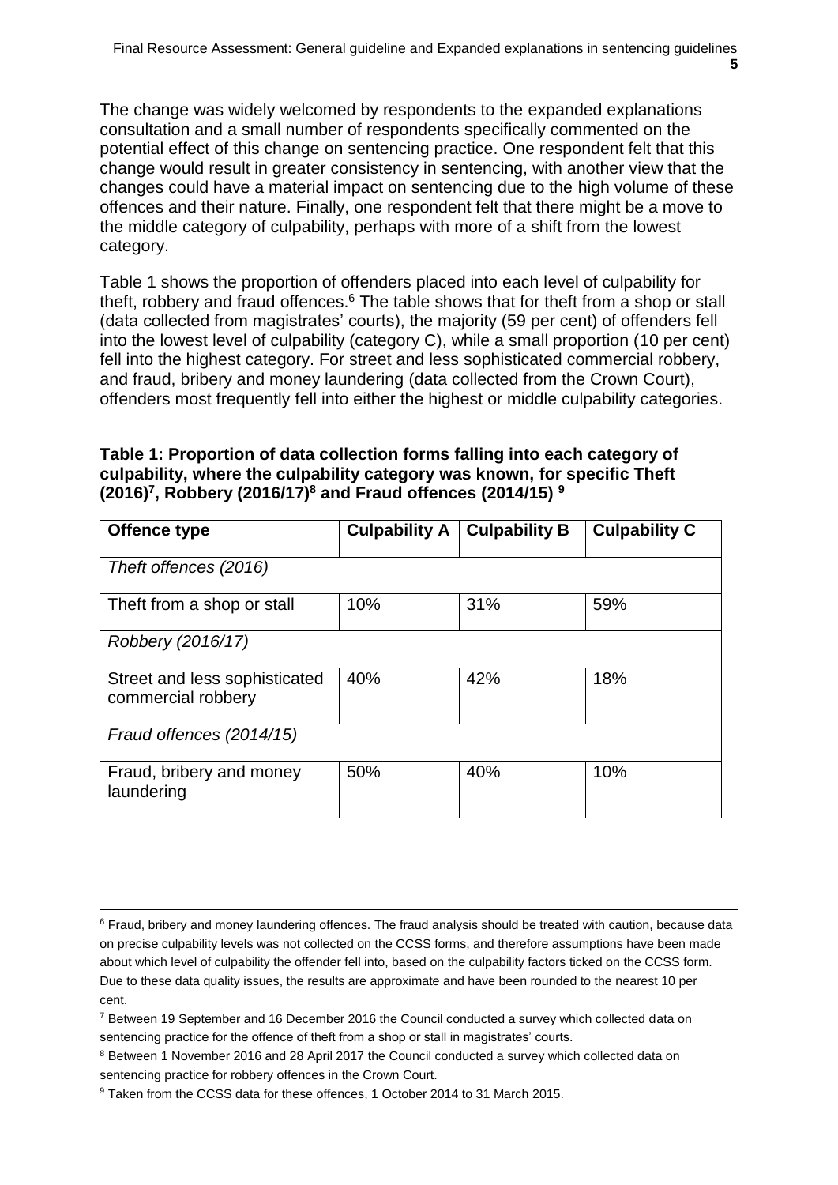The change was widely welcomed by respondents to the expanded explanations consultation and a small number of respondents specifically commented on the potential effect of this change on sentencing practice. One respondent felt that this change would result in greater consistency in sentencing, with another view that the changes could have a material impact on sentencing due to the high volume of these offences and their nature. Finally, one respondent felt that there might be a move to the middle category of culpability, perhaps with more of a shift from the lowest category.

Table 1 shows the proportion of offenders placed into each level of culpability for theft, robbery and fraud offences.[6] The table shows that for theft from a shop or stall (data collected from magistrates' courts), the majority (59 per cent) of offenders fell into the lowest level of culpability (category C), while a small proportion (10 per cent) fell into the highest category. For street and less sophisticated commercial robbery, and fraud, bribery and money laundering (data collected from the Crown Court), offenders most frequently fell into either the highest or middle culpability categories.

**Table 1: Proportion of data collection forms falling into each category of culpability, where the culpability category was known, for specific Theft (2016)[7], Robbery (2016/17)[8] and Fraud offences (2014/15) [9]**

| Offence type | Culpability A | Culpability B | Culpability C |
|---|---|---|---|
| *Theft offences (2016)* | | | |
| Theft from a shop or stall | 10% | 31% | 59% |
| *Robbery (2016/17)* | | | |
| Street and less sophisticated commercial robbery | 40% | 42% | 18% |
| *Fraud offences (2014/15)* | | | |
| Fraud, bribery and money laundering | 50% | 40% | 10% |

[6] Fraud, bribery and money laundering offences. The fraud analysis should be treated with caution, because data on precise culpability levels was not collected on the CCSS forms, and therefore assumptions have been made about which level of culpability the offender fell into, based on the culpability factors ticked on the CCSS form. Due to these data quality issues, the results are approximate and have been rounded to the nearest 10 per cent.

[7] Between 19 September and 16 December 2016 the Council conducted a survey which collected data on sentencing practice for the offence of theft from a shop or stall in magistrates' courts.

[8] Between 1 November 2016 and 28 April 2017 the Council conducted a survey which collected data on sentencing practice for robbery offences in the Crown Court.

[9] Taken from the CCSS data for these offences, 1 October 2014 to 31 March 2015.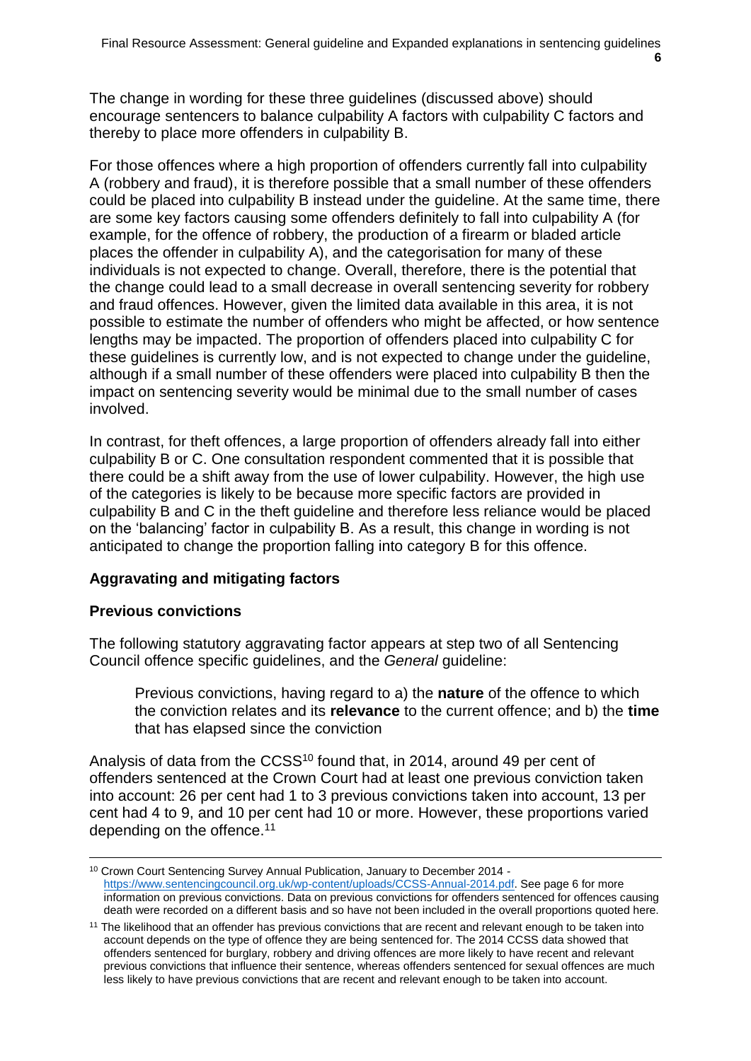The change in wording for these three guidelines (discussed above) should encourage sentencers to balance culpability A factors with culpability C factors and thereby to place more offenders in culpability B.

For those offences where a high proportion of offenders currently fall into culpability A (robbery and fraud), it is therefore possible that a small number of these offenders could be placed into culpability B instead under the guideline. At the same time, there are some key factors causing some offenders definitely to fall into culpability A (for example, for the offence of robbery, the production of a firearm or bladed article places the offender in culpability A), and the categorisation for many of these individuals is not expected to change. Overall, therefore, there is the potential that the change could lead to a small decrease in overall sentencing severity for robbery and fraud offences. However, given the limited data available in this area, it is not possible to estimate the number of offenders who might be affected, or how sentence lengths may be impacted. The proportion of offenders placed into culpability C for these guidelines is currently low, and is not expected to change under the guideline, although if a small number of these offenders were placed into culpability B then the impact on sentencing severity would be minimal due to the small number of cases involved.

In contrast, for theft offences, a large proportion of offenders already fall into either culpability B or C. One consultation respondent commented that it is possible that there could be a shift away from the use of lower culpability. However, the high use of the categories is likely to be because more specific factors are provided in culpability B and C in the theft guideline and therefore less reliance would be placed on the 'balancing' factor in culpability B. As a result, this change in wording is not anticipated to change the proportion falling into category B for this offence.

### Aggravating and mitigating factors

### Previous convictions

The following statutory aggravating factor appears at step two of all Sentencing Council offence specific guidelines, and the *General* guideline:

> Previous convictions, having regard to a) the **nature** of the offence to which the conviction relates and its **relevance** to the current offence; and b) the **time** that has elapsed since the conviction

Analysis of data from the CCSS[10] found that, in 2014, around 49 per cent of offenders sentenced at the Crown Court had at least one previous conviction taken into account: 26 per cent had 1 to 3 previous convictions taken into account, 13 per cent had 4 to 9, and 10 per cent had 10 or more. However, these proportions varied depending on the offence.[11]

---

[10] Crown Court Sentencing Survey Annual Publication, January to December 2014 - https://www.sentencingcouncil.org.uk/wp-content/uploads/CCSS-Annual-2014.pdf. See page 6 for more information on previous convictions. Data on previous convictions for offenders sentenced for offences causing death were recorded on a different basis and so have not been included in the overall proportions quoted here.

[11] The likelihood that an offender has previous convictions that are recent and relevant enough to be taken into account depends on the type of offence they are being sentenced for. The 2014 CCSS data showed that offenders sentenced for burglary, robbery and driving offences are more likely to have recent and relevant previous convictions that influence their sentence, whereas offenders sentenced for sexual offences are much less likely to have previous convictions that are recent and relevant enough to be taken into account.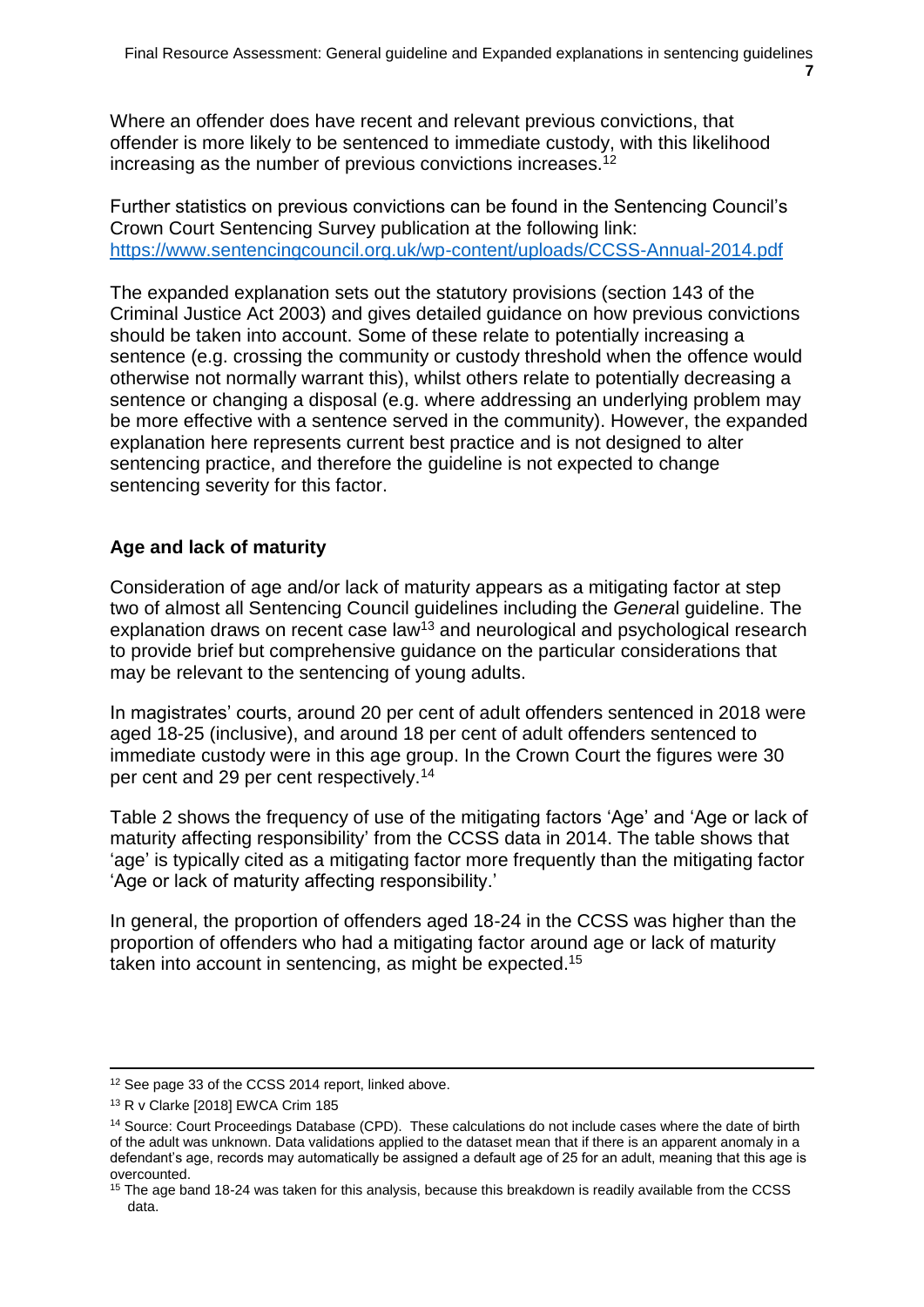Where an offender does have recent and relevant previous convictions, that offender is more likely to be sentenced to immediate custody, with this likelihood increasing as the number of previous convictions increases.[12]

Further statistics on previous convictions can be found in the Sentencing Council's Crown Court Sentencing Survey publication at the following link: https://www.sentencingcouncil.org.uk/wp-content/uploads/CCSS-Annual-2014.pdf

The expanded explanation sets out the statutory provisions (section 143 of the Criminal Justice Act 2003) and gives detailed guidance on how previous convictions should be taken into account. Some of these relate to potentially increasing a sentence (e.g. crossing the community or custody threshold when the offence would otherwise not normally warrant this), whilst others relate to potentially decreasing a sentence or changing a disposal (e.g. where addressing an underlying problem may be more effective with a sentence served in the community). However, the expanded explanation here represents current best practice and is not designed to alter sentencing practice, and therefore the guideline is not expected to change sentencing severity for this factor.

**Age and lack of maturity**

Consideration of age and/or lack of maturity appears as a mitigating factor at step two of almost all Sentencing Council guidelines including the *General* guideline. The explanation draws on recent case law[13] and neurological and psychological research to provide brief but comprehensive guidance on the particular considerations that may be relevant to the sentencing of young adults.

In magistrates' courts, around 20 per cent of adult offenders sentenced in 2018 were aged 18-25 (inclusive), and around 18 per cent of adult offenders sentenced to immediate custody were in this age group. In the Crown Court the figures were 30 per cent and 29 per cent respectively.[14]

Table 2 shows the frequency of use of the mitigating factors 'Age' and 'Age or lack of maturity affecting responsibility' from the CCSS data in 2014. The table shows that 'age' is typically cited as a mitigating factor more frequently than the mitigating factor 'Age or lack of maturity affecting responsibility.'

In general, the proportion of offenders aged 18-24 in the CCSS was higher than the proportion of offenders who had a mitigating factor around age or lack of maturity taken into account in sentencing, as might be expected.[15]

---

[12] See page 33 of the CCSS 2014 report, linked above.

[13] R v Clarke [2018] EWCA Crim 185

[14] Source: Court Proceedings Database (CPD). These calculations do not include cases where the date of birth of the adult was unknown. Data validations applied to the dataset mean that if there is an apparent anomaly in a defendant's age, records may automatically be assigned a default age of 25 for an adult, meaning that this age is overcounted.

[15] The age band 18-24 was taken for this analysis, because this breakdown is readily available from the CCSS data.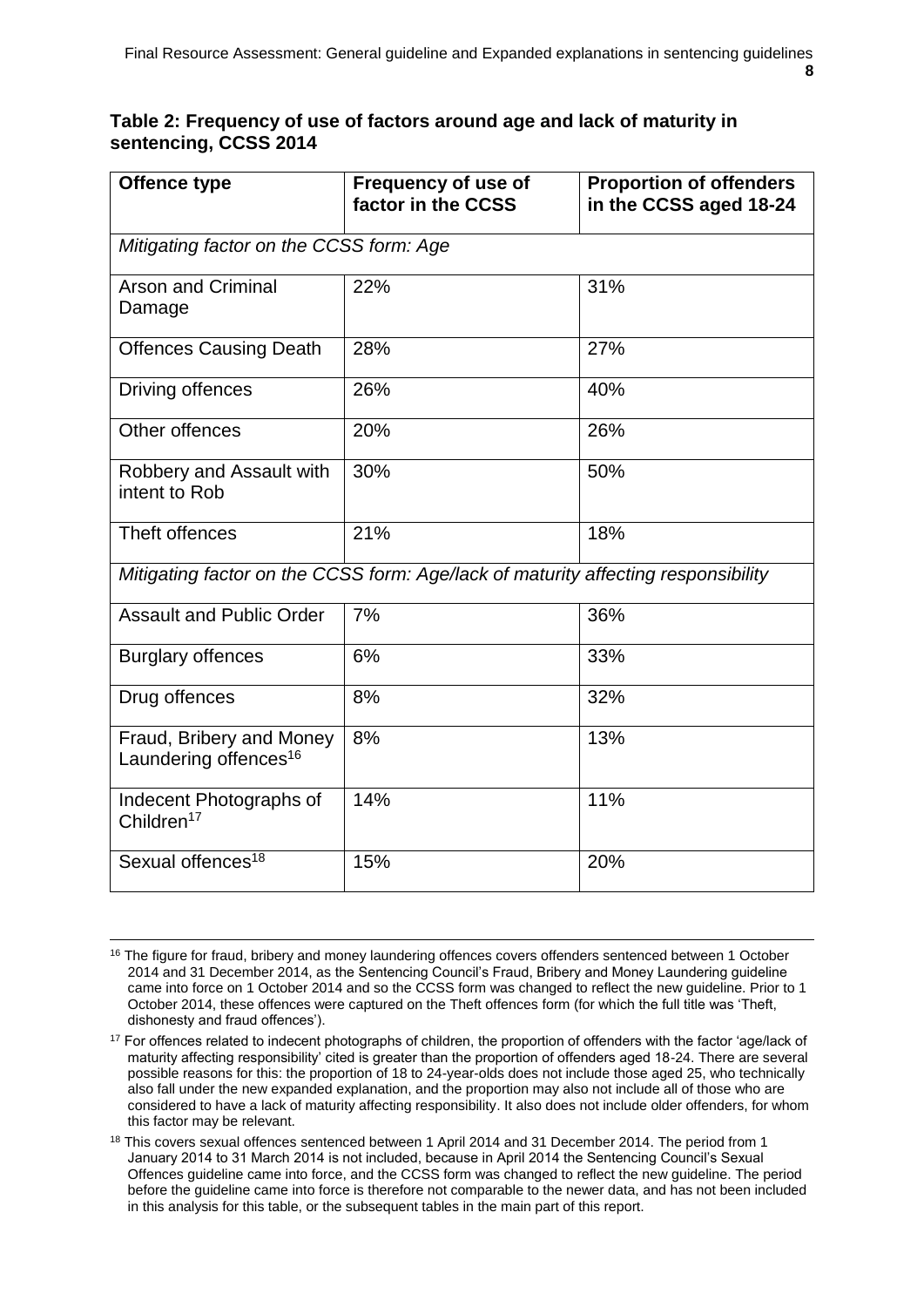**Table 2: Frequency of use of factors around age and lack of maturity in sentencing, CCSS 2014**

| Offence type | Frequency of use of factor in the CCSS | Proportion of offenders in the CCSS aged 18-24 |
|---|---|---|
| *Mitigating factor on the CCSS form: Age* | | |
| Arson and Criminal Damage | 22% | 31% |
| Offences Causing Death | 28% | 27% |
| Driving offences | 26% | 40% |
| Other offences | 20% | 26% |
| Robbery and Assault with intent to Rob | 30% | 50% |
| Theft offences | 21% | 18% |
| *Mitigating factor on the CCSS form: Age/lack of maturity affecting responsibility* | | |
| Assault and Public Order | 7% | 36% |
| Burglary offences | 6% | 33% |
| Drug offences | 8% | 32% |
| Fraud, Bribery and Money Laundering offences[16] | 8% | 13% |
| Indecent Photographs of Children[17] | 14% | 11% |
| Sexual offences[18] | 15% | 20% |

[16] The figure for fraud, bribery and money laundering offences covers offenders sentenced between 1 October 2014 and 31 December 2014, as the Sentencing Council's Fraud, Bribery and Money Laundering guideline came into force on 1 October 2014 and so the CCSS form was changed to reflect the new guideline. Prior to 1 October 2014, these offences were captured on the Theft offences form (for which the full title was 'Theft, dishonesty and fraud offences').

[17] For offences related to indecent photographs of children, the proportion of offenders with the factor 'age/lack of maturity affecting responsibility' cited is greater than the proportion of offenders aged 18-24. There are several possible reasons for this: the proportion of 18 to 24-year-olds does not include those aged 25, who technically also fall under the new expanded explanation, and the proportion may also not include all of those who are considered to have a lack of maturity affecting responsibility. It also does not include older offenders, for whom this factor may be relevant.

[18] This covers sexual offences sentenced between 1 April 2014 and 31 December 2014. The period from 1 January 2014 to 31 March 2014 is not included, because in April 2014 the Sentencing Council's Sexual Offences guideline came into force, and the CCSS form was changed to reflect the new guideline. The period before the guideline came into force is therefore not comparable to the newer data, and has not been included in this analysis for this table, or the subsequent tables in the main part of this report.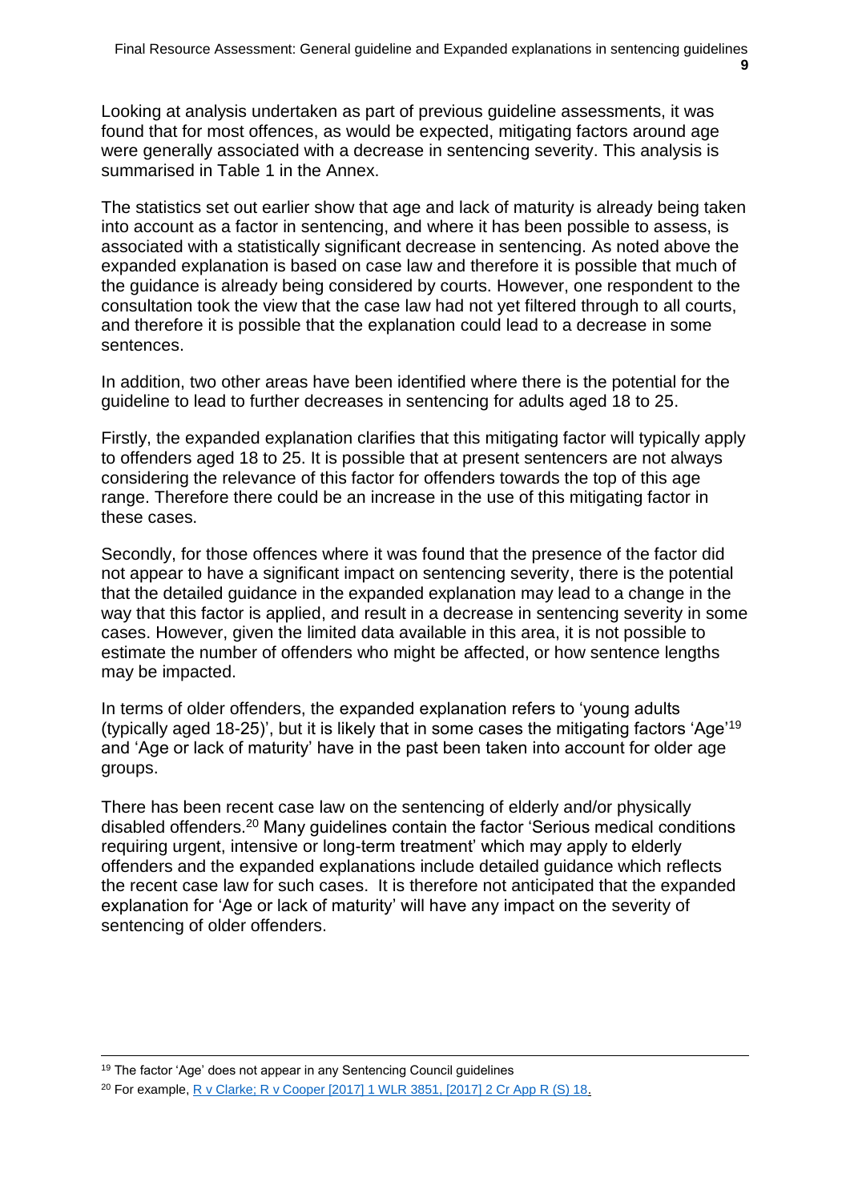Looking at analysis undertaken as part of previous guideline assessments, it was found that for most offences, as would be expected, mitigating factors around age were generally associated with a decrease in sentencing severity. This analysis is summarised in Table 1 in the Annex.

The statistics set out earlier show that age and lack of maturity is already being taken into account as a factor in sentencing, and where it has been possible to assess, is associated with a statistically significant decrease in sentencing. As noted above the expanded explanation is based on case law and therefore it is possible that much of the guidance is already being considered by courts. However, one respondent to the consultation took the view that the case law had not yet filtered through to all courts, and therefore it is possible that the explanation could lead to a decrease in some sentences.

In addition, two other areas have been identified where there is the potential for the guideline to lead to further decreases in sentencing for adults aged 18 to 25.

Firstly, the expanded explanation clarifies that this mitigating factor will typically apply to offenders aged 18 to 25. It is possible that at present sentencers are not always considering the relevance of this factor for offenders towards the top of this age range. Therefore there could be an increase in the use of this mitigating factor in these cases.

Secondly, for those offences where it was found that the presence of the factor did not appear to have a significant impact on sentencing severity, there is the potential that the detailed guidance in the expanded explanation may lead to a change in the way that this factor is applied, and result in a decrease in sentencing severity in some cases. However, given the limited data available in this area, it is not possible to estimate the number of offenders who might be affected, or how sentence lengths may be impacted.

In terms of older offenders, the expanded explanation refers to 'young adults (typically aged 18-25)', but it is likely that in some cases the mitigating factors 'Age'[19] and 'Age or lack of maturity' have in the past been taken into account for older age groups.

There has been recent case law on the sentencing of elderly and/or physically disabled offenders.[20] Many guidelines contain the factor 'Serious medical conditions requiring urgent, intensive or long-term treatment' which may apply to elderly offenders and the expanded explanations include detailed guidance which reflects the recent case law for such cases. It is therefore not anticipated that the expanded explanation for 'Age or lack of maturity' will have any impact on the severity of sentencing of older offenders.

---

[19] The factor 'Age' does not appear in any Sentencing Council guidelines

[20] For example, R v Clarke; R v Cooper [2017] 1 WLR 3851, [2017] 2 Cr App R (S) 18.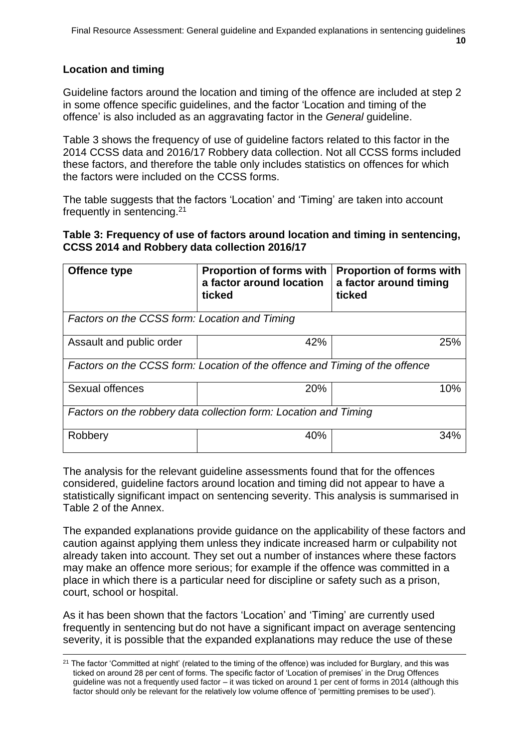## Location and timing

Guideline factors around the location and timing of the offence are included at step 2 in some offence specific guidelines, and the factor 'Location and timing of the offence' is also included as an aggravating factor in the *General* guideline.

Table 3 shows the frequency of use of guideline factors related to this factor in the 2014 CCSS data and 2016/17 Robbery data collection. Not all CCSS forms included these factors, and therefore the table only includes statistics on offences for which the factors were included on the CCSS forms.

The table suggests that the factors 'Location' and 'Timing' are taken into account frequently in sentencing.[21]

**Table 3: Frequency of use of factors around location and timing in sentencing, CCSS 2014 and Robbery data collection 2016/17**

| Offence type | Proportion of forms with a factor around location ticked | Proportion of forms with a factor around timing ticked |
|---|---|---|
| *Factors on the CCSS form: Location and Timing* | | |
| Assault and public order | 42% | 25% |
| *Factors on the CCSS form: Location of the offence and Timing of the offence* | | |
| Sexual offences | 20% | 10% |
| *Factors on the robbery data collection form: Location and Timing* | | |
| Robbery | 40% | 34% |

The analysis for the relevant guideline assessments found that for the offences considered, guideline factors around location and timing did not appear to have a statistically significant impact on sentencing severity. This analysis is summarised in Table 2 of the Annex.

The expanded explanations provide guidance on the applicability of these factors and caution against applying them unless they indicate increased harm or culpability not already taken into account. They set out a number of instances where these factors may make an offence more serious; for example if the offence was committed in a place in which there is a particular need for discipline or safety such as a prison, court, school or hospital.

As it has been shown that the factors 'Location' and 'Timing' are currently used frequently in sentencing but do not have a significant impact on average sentencing severity, it is possible that the expanded explanations may reduce the use of these

[21] The factor 'Committed at night' (related to the timing of the offence) was included for Burglary, and this was ticked on around 28 per cent of forms. The specific factor of 'Location of premises' in the Drug Offences guideline was not a frequently used factor – it was ticked on around 1 per cent of forms in 2014 (although this factor should only be relevant for the relatively low volume offence of 'permitting premises to be used').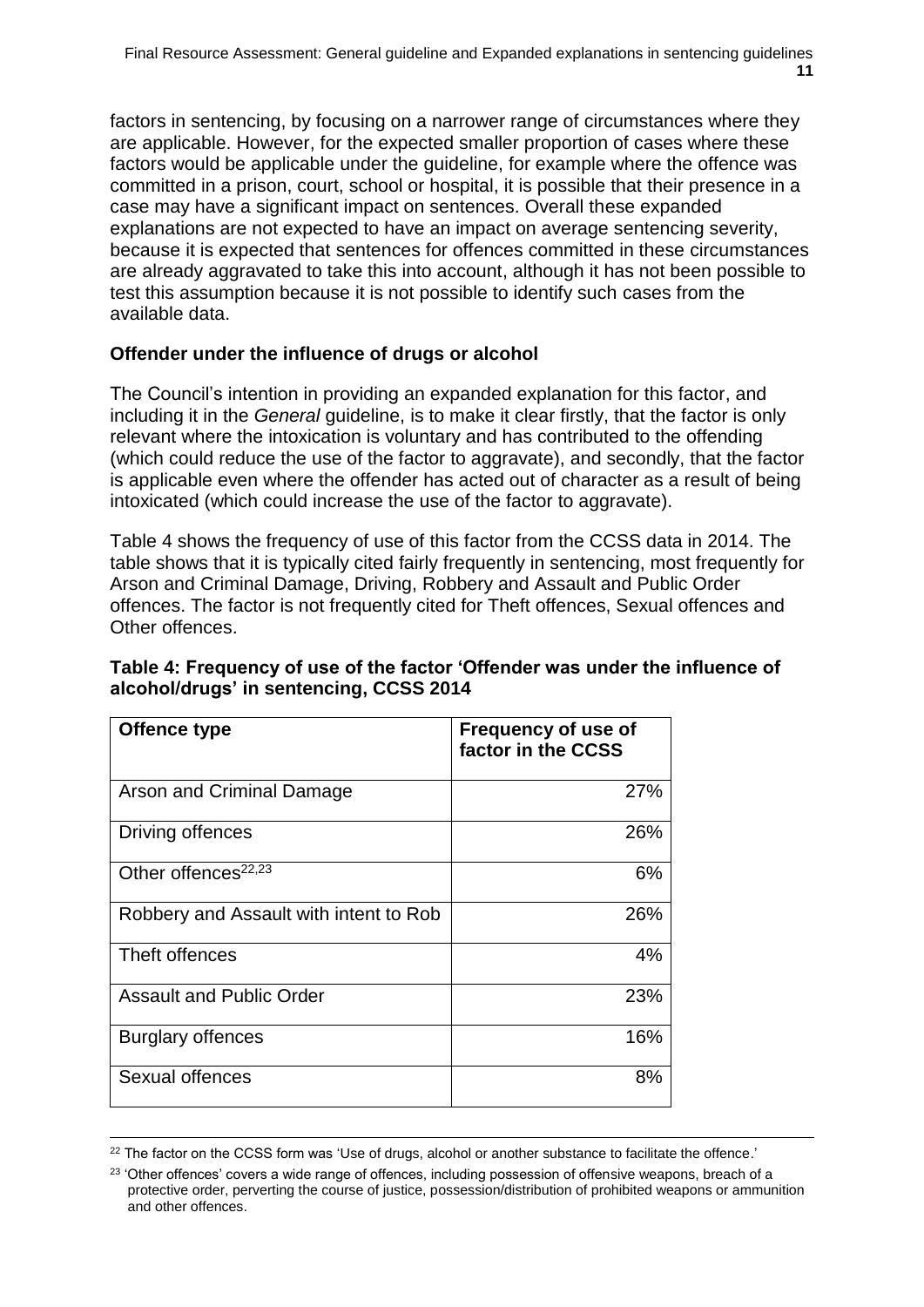factors in sentencing, by focusing on a narrower range of circumstances where they are applicable. However, for the expected smaller proportion of cases where these factors would be applicable under the guideline, for example where the offence was committed in a prison, court, school or hospital, it is possible that their presence in a case may have a significant impact on sentences. Overall these expanded explanations are not expected to have an impact on average sentencing severity, because it is expected that sentences for offences committed in these circumstances are already aggravated to take this into account, although it has not been possible to test this assumption because it is not possible to identify such cases from the available data.

**Offender under the influence of drugs or alcohol**

The Council's intention in providing an expanded explanation for this factor, and including it in the *General* guideline, is to make it clear firstly, that the factor is only relevant where the intoxication is voluntary and has contributed to the offending (which could reduce the use of the factor to aggravate), and secondly, that the factor is applicable even where the offender has acted out of character as a result of being intoxicated (which could increase the use of the factor to aggravate).

Table 4 shows the frequency of use of this factor from the CCSS data in 2014. The table shows that it is typically cited fairly frequently in sentencing, most frequently for Arson and Criminal Damage, Driving, Robbery and Assault and Public Order offences. The factor is not frequently cited for Theft offences, Sexual offences and Other offences.

**Table 4: Frequency of use of the factor 'Offender was under the influence of alcohol/drugs' in sentencing, CCSS 2014**

| Offence type | Frequency of use of factor in the CCSS |
|---|---|
| Arson and Criminal Damage | 27% |
| Driving offences | 26% |
| Other offences[22,23] | 6% |
| Robbery and Assault with intent to Rob | 26% |
| Theft offences | 4% |
| Assault and Public Order | 23% |
| Burglary offences | 16% |
| Sexual offences | 8% |

[22] The factor on the CCSS form was 'Use of drugs, alcohol or another substance to facilitate the offence.'

[23] 'Other offences' covers a wide range of offences, including possession of offensive weapons, breach of a protective order, perverting the course of justice, possession/distribution of prohibited weapons or ammunition and other offences.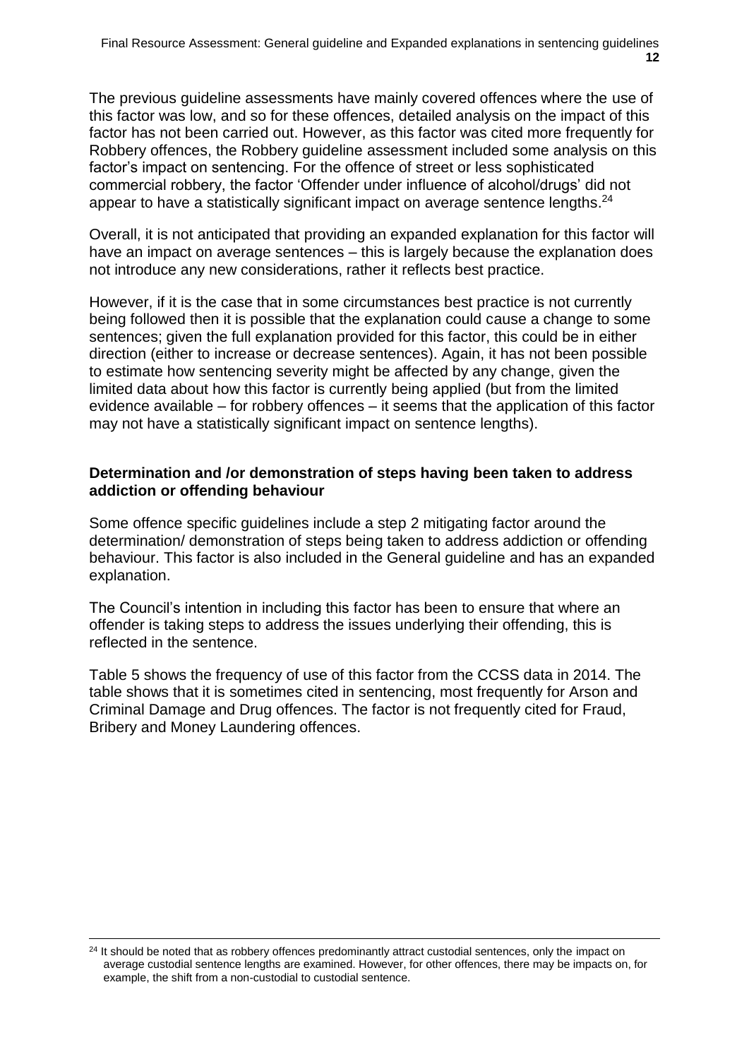The previous guideline assessments have mainly covered offences where the use of this factor was low, and so for these offences, detailed analysis on the impact of this factor has not been carried out. However, as this factor was cited more frequently for Robbery offences, the Robbery guideline assessment included some analysis on this factor's impact on sentencing. For the offence of street or less sophisticated commercial robbery, the factor 'Offender under influence of alcohol/drugs' did not appear to have a statistically significant impact on average sentence lengths.[24]

Overall, it is not anticipated that providing an expanded explanation for this factor will have an impact on average sentences – this is largely because the explanation does not introduce any new considerations, rather it reflects best practice.

However, if it is the case that in some circumstances best practice is not currently being followed then it is possible that the explanation could cause a change to some sentences; given the full explanation provided for this factor, this could be in either direction (either to increase or decrease sentences). Again, it has not been possible to estimate how sentencing severity might be affected by any change, given the limited data about how this factor is currently being applied (but from the limited evidence available – for robbery offences – it seems that the application of this factor may not have a statistically significant impact on sentence lengths).

**Determination and /or demonstration of steps having been taken to address addiction or offending behaviour**

Some offence specific guidelines include a step 2 mitigating factor around the determination/ demonstration of steps being taken to address addiction or offending behaviour. This factor is also included in the General guideline and has an expanded explanation.

The Council's intention in including this factor has been to ensure that where an offender is taking steps to address the issues underlying their offending, this is reflected in the sentence.

Table 5 shows the frequency of use of this factor from the CCSS data in 2014. The table shows that it is sometimes cited in sentencing, most frequently for Arson and Criminal Damage and Drug offences. The factor is not frequently cited for Fraud, Bribery and Money Laundering offences.

[24] It should be noted that as robbery offences predominantly attract custodial sentences, only the impact on average custodial sentence lengths are examined. However, for other offences, there may be impacts on, for example, the shift from a non-custodial to custodial sentence.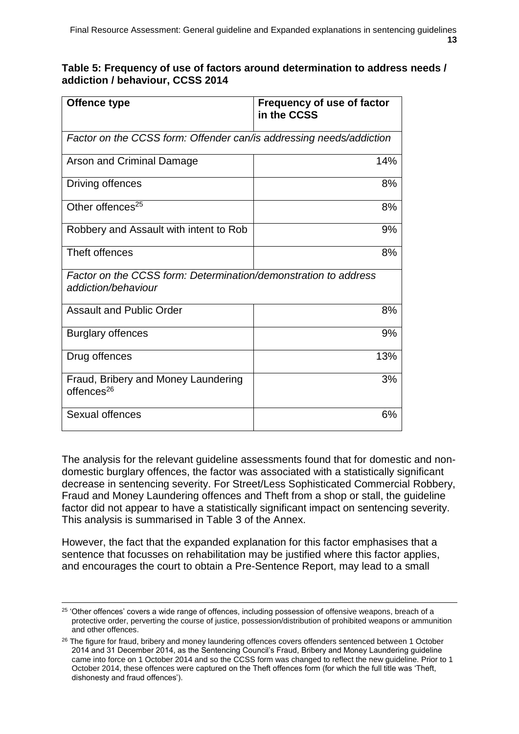**Table 5: Frequency of use of factors around determination to address needs / addiction / behaviour, CCSS 2014**

| Offence type | Frequency of use of factor in the CCSS |
|---|---|
| *Factor on the CCSS form: Offender can/is addressing needs/addiction* | |
| Arson and Criminal Damage | 14% |
| Driving offences | 8% |
| Other offences[25] | 8% |
| Robbery and Assault with intent to Rob | 9% |
| Theft offences | 8% |
| *Factor on the CCSS form: Determination/demonstration to address addiction/behaviour* | |
| Assault and Public Order | 8% |
| Burglary offences | 9% |
| Drug offences | 13% |
| Fraud, Bribery and Money Laundering offences[26] | 3% |
| Sexual offences | 6% |

The analysis for the relevant guideline assessments found that for domestic and non-domestic burglary offences, the factor was associated with a statistically significant decrease in sentencing severity. For Street/Less Sophisticated Commercial Robbery, Fraud and Money Laundering offences and Theft from a shop or stall, the guideline factor did not appear to have a statistically significant impact on sentencing severity. This analysis is summarised in Table 3 of the Annex.

However, the fact that the expanded explanation for this factor emphasises that a sentence that focusses on rehabilitation may be justified where this factor applies, and encourages the court to obtain a Pre-Sentence Report, may lead to a small

[25] 'Other offences' covers a wide range of offences, including possession of offensive weapons, breach of a protective order, perverting the course of justice, possession/distribution of prohibited weapons or ammunition and other offences.

[26] The figure for fraud, bribery and money laundering offences covers offenders sentenced between 1 October 2014 and 31 December 2014, as the Sentencing Council's Fraud, Bribery and Money Laundering guideline came into force on 1 October 2014 and so the CCSS form was changed to reflect the new guideline. Prior to 1 October 2014, these offences were captured on the Theft offences form (for which the full title was 'Theft, dishonesty and fraud offences').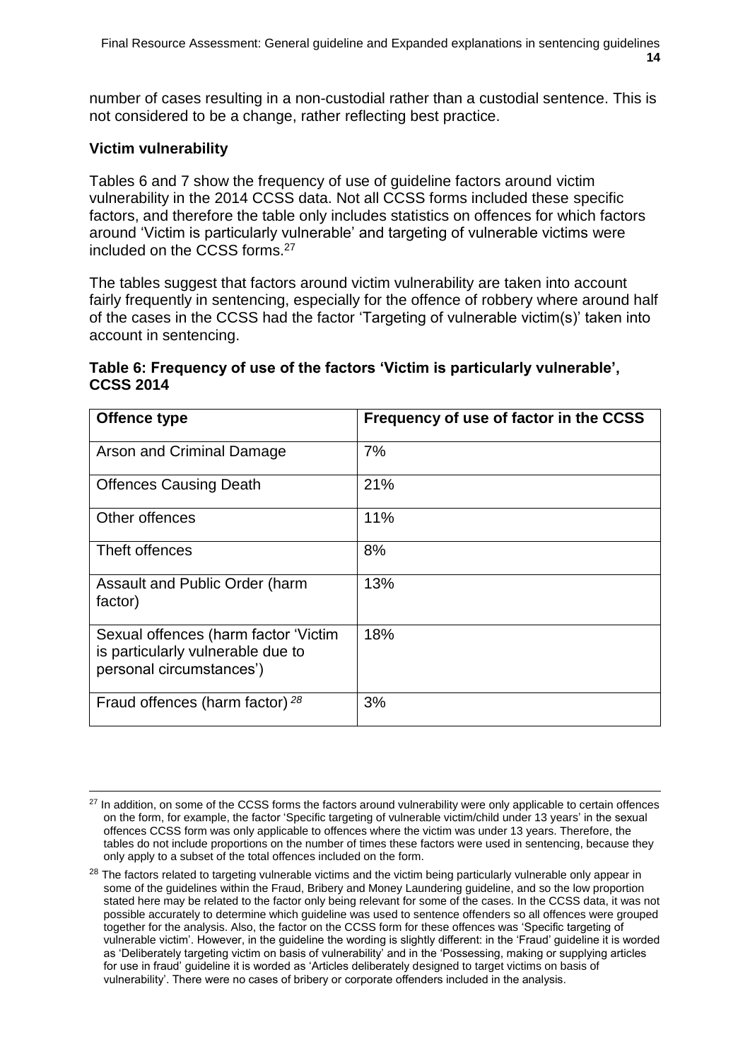number of cases resulting in a non-custodial rather than a custodial sentence. This is not considered to be a change, rather reflecting best practice.

### Victim vulnerability

Tables 6 and 7 show the frequency of use of guideline factors around victim vulnerability in the 2014 CCSS data. Not all CCSS forms included these specific factors, and therefore the table only includes statistics on offences for which factors around 'Victim is particularly vulnerable' and targeting of vulnerable victims were included on the CCSS forms.[27]

The tables suggest that factors around victim vulnerability are taken into account fairly frequently in sentencing, especially for the offence of robbery where around half of the cases in the CCSS had the factor 'Targeting of vulnerable victim(s)' taken into account in sentencing.

**Table 6: Frequency of use of the factors 'Victim is particularly vulnerable', CCSS 2014**

| Offence type | Frequency of use of factor in the CCSS |
|---|---|
| Arson and Criminal Damage | 7% |
| Offences Causing Death | 21% |
| Other offences | 11% |
| Theft offences | 8% |
| Assault and Public Order (harm factor) | 13% |
| Sexual offences (harm factor 'Victim is particularly vulnerable due to personal circumstances') | 18% |
| Fraud offences (harm factor) [28] | 3% |

[27] In addition, on some of the CCSS forms the factors around vulnerability were only applicable to certain offences on the form, for example, the factor 'Specific targeting of vulnerable victim/child under 13 years' in the sexual offences CCSS form was only applicable to offences where the victim was under 13 years. Therefore, the tables do not include proportions on the number of times these factors were used in sentencing, because they only apply to a subset of the total offences included on the form.

[28] The factors related to targeting vulnerable victims and the victim being particularly vulnerable only appear in some of the guidelines within the Fraud, Bribery and Money Laundering guideline, and so the low proportion stated here may be related to the factor only being relevant for some of the cases. In the CCSS data, it was not possible accurately to determine which guideline was used to sentence offenders so all offences were grouped together for the analysis. Also, the factor on the CCSS form for these offences was 'Specific targeting of vulnerable victim'. However, in the guideline the wording is slightly different: in the 'Fraud' guideline it is worded as 'Deliberately targeting victim on basis of vulnerability' and in the 'Possessing, making or supplying articles for use in fraud' guideline it is worded as 'Articles deliberately designed to target victims on basis of vulnerability'. There were no cases of bribery or corporate offenders included in the analysis.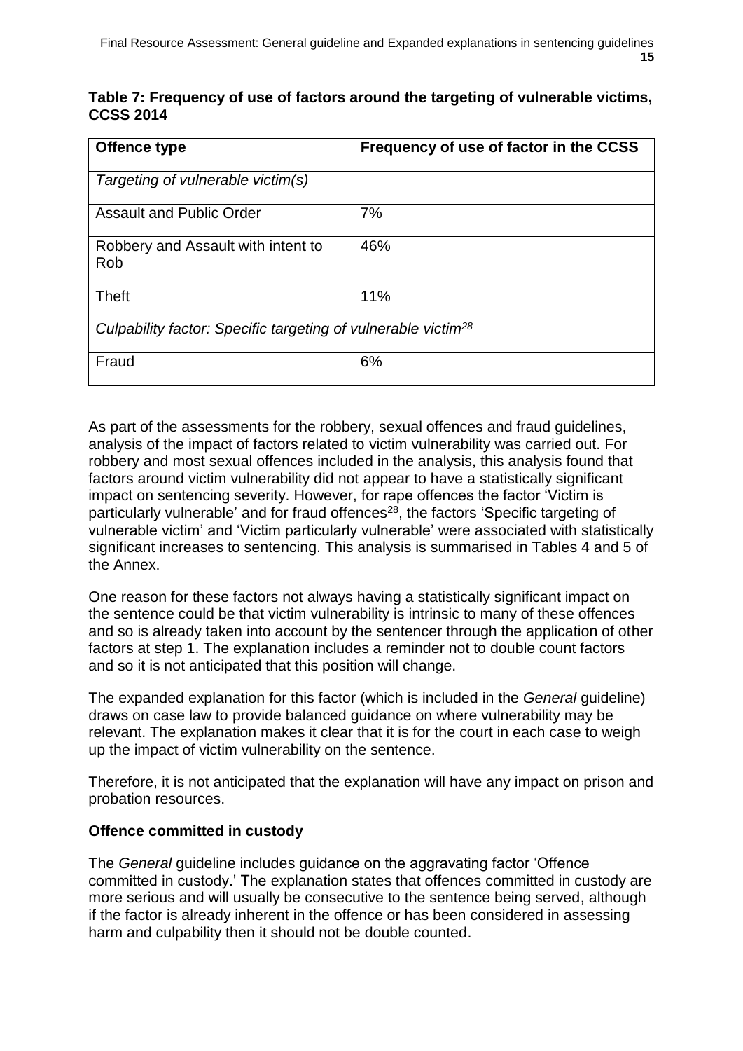**Table 7: Frequency of use of factors around the targeting of vulnerable victims, CCSS 2014**

| Offence type | Frequency of use of factor in the CCSS |
|---|---|
| *Targeting of vulnerable victim(s)* | |
| Assault and Public Order | 7% |
| Robbery and Assault with intent to Rob | 46% |
| Theft | 11% |
| *Culpability factor: Specific targeting of vulnerable victim*[28] | |
| Fraud | 6% |

As part of the assessments for the robbery, sexual offences and fraud guidelines, analysis of the impact of factors related to victim vulnerability was carried out. For robbery and most sexual offences included in the analysis, this analysis found that factors around victim vulnerability did not appear to have a statistically significant impact on sentencing severity. However, for rape offences the factor 'Victim is particularly vulnerable' and for fraud offences[28], the factors 'Specific targeting of vulnerable victim' and 'Victim particularly vulnerable' were associated with statistically significant increases to sentencing. This analysis is summarised in Tables 4 and 5 of the Annex.

One reason for these factors not always having a statistically significant impact on the sentence could be that victim vulnerability is intrinsic to many of these offences and so is already taken into account by the sentencer through the application of other factors at step 1. The explanation includes a reminder not to double count factors and so it is not anticipated that this position will change.

The expanded explanation for this factor (which is included in the *General* guideline) draws on case law to provide balanced guidance on where vulnerability may be relevant. The explanation makes it clear that it is for the court in each case to weigh up the impact of victim vulnerability on the sentence.

Therefore, it is not anticipated that the explanation will have any impact on prison and probation resources.

**Offence committed in custody**

The *General* guideline includes guidance on the aggravating factor 'Offence committed in custody.' The explanation states that offences committed in custody are more serious and will usually be consecutive to the sentence being served, although if the factor is already inherent in the offence or has been considered in assessing harm and culpability then it should not be double counted.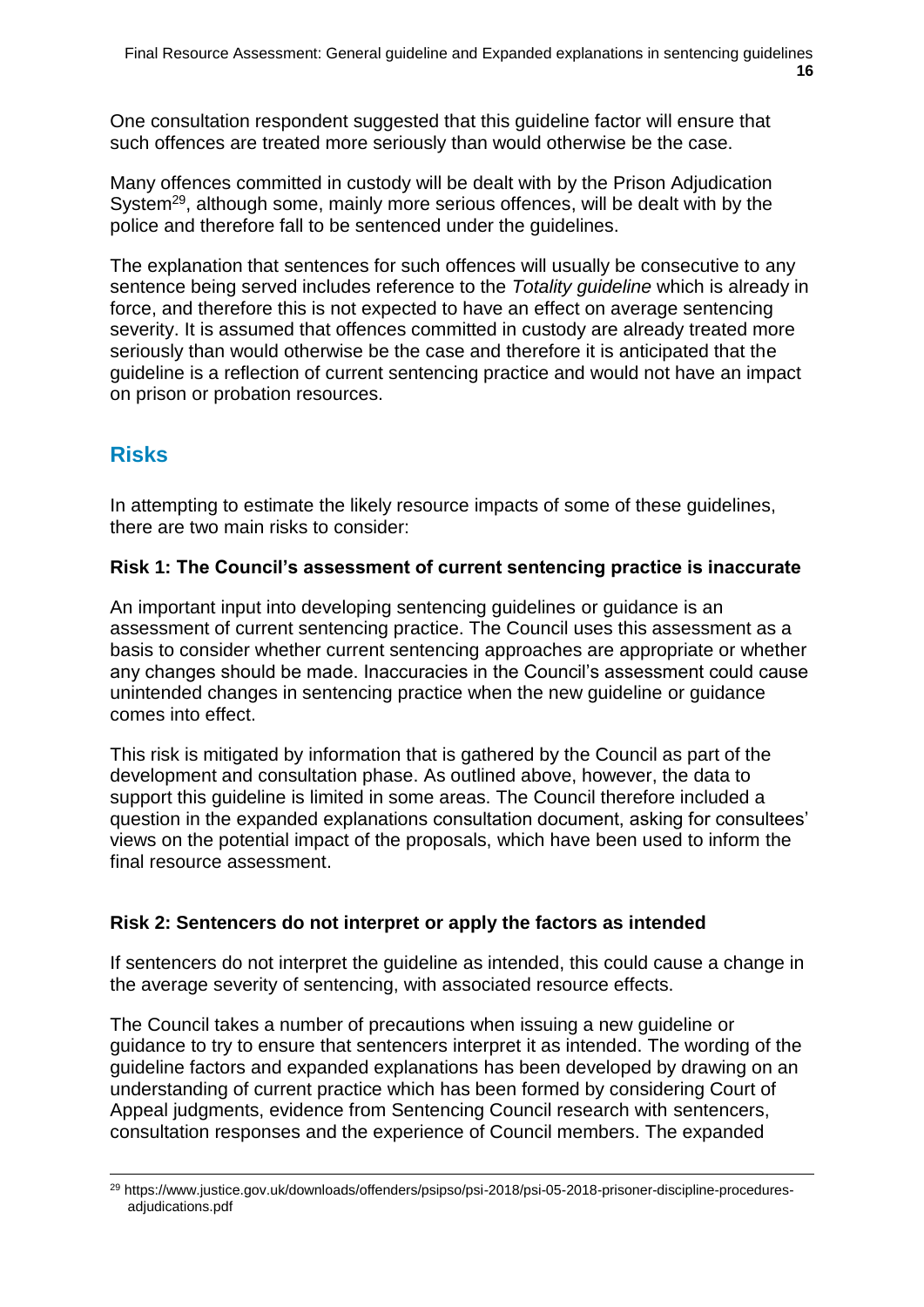One consultation respondent suggested that this guideline factor will ensure that such offences are treated more seriously than would otherwise be the case.

Many offences committed in custody will be dealt with by the Prison Adjudication System[29], although some, mainly more serious offences, will be dealt with by the police and therefore fall to be sentenced under the guidelines.

The explanation that sentences for such offences will usually be consecutive to any sentence being served includes reference to the *Totality guideline* which is already in force, and therefore this is not expected to have an effect on average sentencing severity. It is assumed that offences committed in custody are already treated more seriously than would otherwise be the case and therefore it is anticipated that the guideline is a reflection of current sentencing practice and would not have an impact on prison or probation resources.

## Risks

In attempting to estimate the likely resource impacts of some of these guidelines, there are two main risks to consider:

### Risk 1: The Council's assessment of current sentencing practice is inaccurate

An important input into developing sentencing guidelines or guidance is an assessment of current sentencing practice. The Council uses this assessment as a basis to consider whether current sentencing approaches are appropriate or whether any changes should be made. Inaccuracies in the Council's assessment could cause unintended changes in sentencing practice when the new guideline or guidance comes into effect.

This risk is mitigated by information that is gathered by the Council as part of the development and consultation phase. As outlined above, however, the data to support this guideline is limited in some areas. The Council therefore included a question in the expanded explanations consultation document, asking for consultees' views on the potential impact of the proposals, which have been used to inform the final resource assessment.

### Risk 2: Sentencers do not interpret or apply the factors as intended

If sentencers do not interpret the guideline as intended, this could cause a change in the average severity of sentencing, with associated resource effects.

The Council takes a number of precautions when issuing a new guideline or guidance to try to ensure that sentencers interpret it as intended. The wording of the guideline factors and expanded explanations has been developed by drawing on an understanding of current practice which has been formed by considering Court of Appeal judgments, evidence from Sentencing Council research with sentencers, consultation responses and the experience of Council members. The expanded

[29] https://www.justice.gov.uk/downloads/offenders/psipso/psi-2018/psi-05-2018-prisoner-discipline-procedures-adjudications.pdf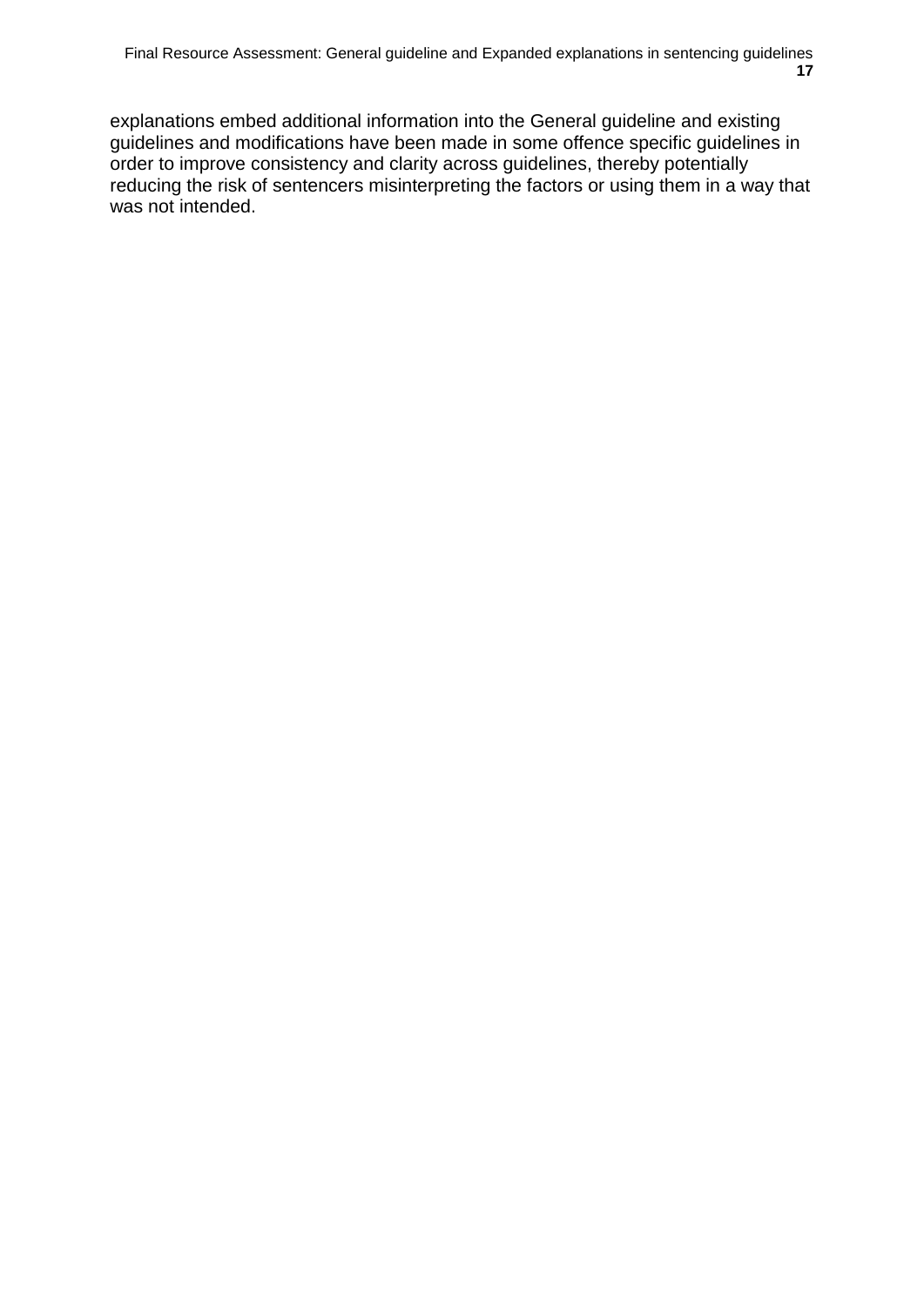explanations embed additional information into the General guideline and existing guidelines and modifications have been made in some offence specific guidelines in order to improve consistency and clarity across guidelines, thereby potentially reducing the risk of sentencers misinterpreting the factors or using them in a way that was not intended.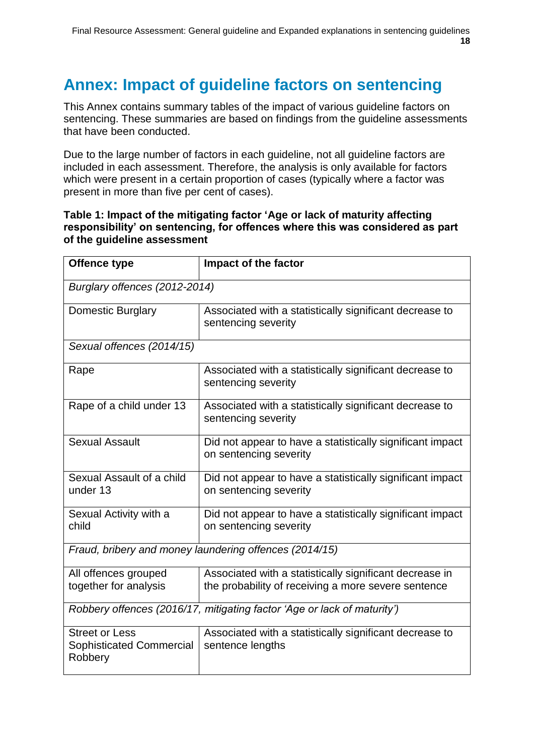## Annex: Impact of guideline factors on sentencing

This Annex contains summary tables of the impact of various guideline factors on sentencing. These summaries are based on findings from the guideline assessments that have been conducted.

Due to the large number of factors in each guideline, not all guideline factors are included in each assessment. Therefore, the analysis is only available for factors which were present in a certain proportion of cases (typically where a factor was present in more than five per cent of cases).

**Table 1: Impact of the mitigating factor 'Age or lack of maturity affecting responsibility' on sentencing, for offences where this was considered as part of the guideline assessment**

| Offence type | Impact of the factor |
|---|---|
| *Burglary offences (2012-2014)* | |
| Domestic Burglary | Associated with a statistically significant decrease to sentencing severity |
| *Sexual offences (2014/15)* | |
| Rape | Associated with a statistically significant decrease to sentencing severity |
| Rape of a child under 13 | Associated with a statistically significant decrease to sentencing severity |
| Sexual Assault | Did not appear to have a statistically significant impact on sentencing severity |
| Sexual Assault of a child under 13 | Did not appear to have a statistically significant impact on sentencing severity |
| Sexual Activity with a child | Did not appear to have a statistically significant impact on sentencing severity |
| *Fraud, bribery and money laundering offences (2014/15)* | |
| All offences grouped together for analysis | Associated with a statistically significant decrease in the probability of receiving a more severe sentence |
| *Robbery offences (2016/17, mitigating factor 'Age or lack of maturity')* | |
| Street or Less Sophisticated Commercial Robbery | Associated with a statistically significant decrease to sentence lengths |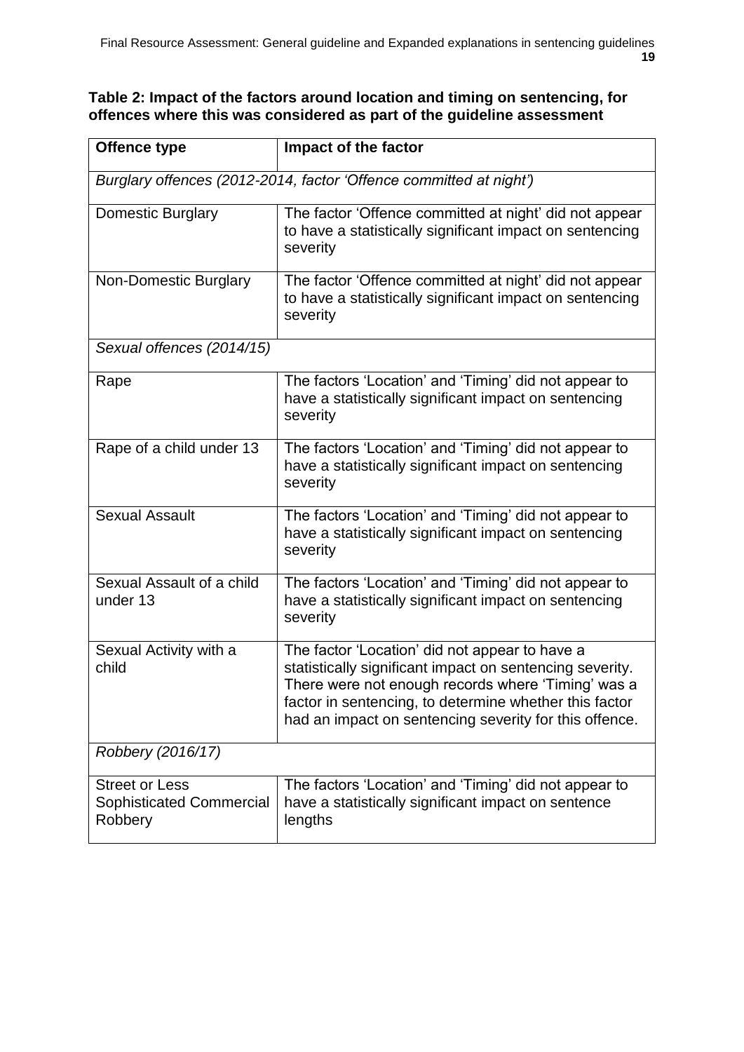**Table 2: Impact of the factors around location and timing on sentencing, for offences where this was considered as part of the guideline assessment**

| Offence type | Impact of the factor |
| --- | --- |
| *Burglary offences (2012-2014, factor 'Offence committed at night')* | |
| Domestic Burglary | The factor 'Offence committed at night' did not appear to have a statistically significant impact on sentencing severity |
| Non-Domestic Burglary | The factor 'Offence committed at night' did not appear to have a statistically significant impact on sentencing severity |
| *Sexual offences (2014/15)* | |
| Rape | The factors 'Location' and 'Timing' did not appear to have a statistically significant impact on sentencing severity |
| Rape of a child under 13 | The factors 'Location' and 'Timing' did not appear to have a statistically significant impact on sentencing severity |
| Sexual Assault | The factors 'Location' and 'Timing' did not appear to have a statistically significant impact on sentencing severity |
| Sexual Assault of a child under 13 | The factors 'Location' and 'Timing' did not appear to have a statistically significant impact on sentencing severity |
| Sexual Activity with a child | The factor 'Location' did not appear to have a statistically significant impact on sentencing severity. There were not enough records where 'Timing' was a factor in sentencing, to determine whether this factor had an impact on sentencing severity for this offence. |
| *Robbery (2016/17)* | |
| Street or Less Sophisticated Commercial Robbery | The factors 'Location' and 'Timing' did not appear to have a statistically significant impact on sentence lengths |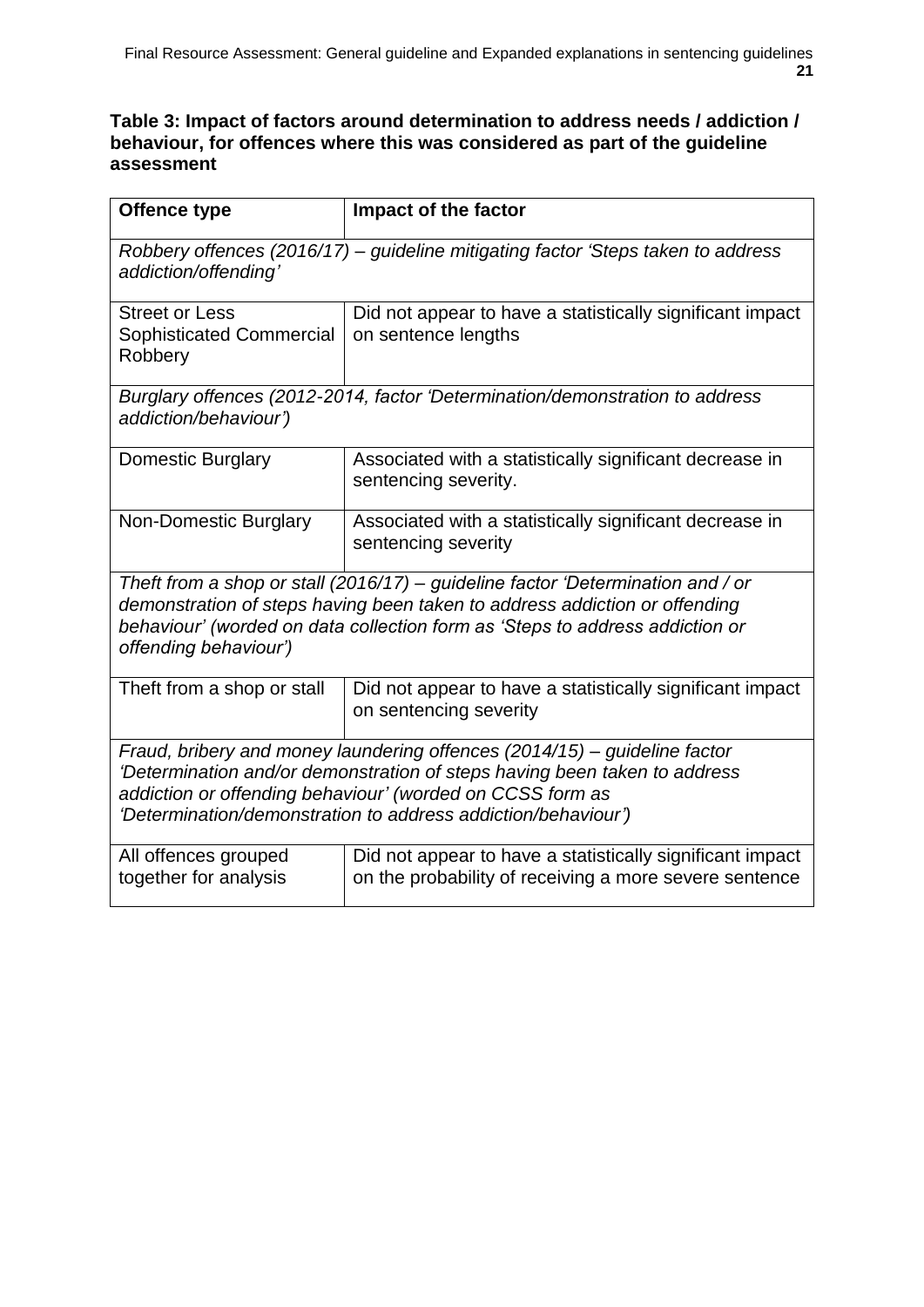**Table 3: Impact of factors around determination to address needs / addiction / behaviour, for offences where this was considered as part of the guideline assessment**

| Offence type | Impact of the factor |
|---|---|
| *Robbery offences (2016/17) – guideline mitigating factor 'Steps taken to address addiction/offending'* | |
| Street or Less Sophisticated Commercial Robbery | Did not appear to have a statistically significant impact on sentence lengths |
| *Burglary offences (2012-2014, factor 'Determination/demonstration to address addiction/behaviour')* | |
| Domestic Burglary | Associated with a statistically significant decrease in sentencing severity. |
| Non-Domestic Burglary | Associated with a statistically significant decrease in sentencing severity |
| *Theft from a shop or stall (2016/17) – guideline factor 'Determination and / or demonstration of steps having been taken to address addiction or offending behaviour' (worded on data collection form as 'Steps to address addiction or offending behaviour')* | |
| Theft from a shop or stall | Did not appear to have a statistically significant impact on sentencing severity |
| *Fraud, bribery and money laundering offences (2014/15) – guideline factor 'Determination and/or demonstration of steps having been taken to address addiction or offending behaviour' (worded on CCSS form as 'Determination/demonstration to address addiction/behaviour')* | |
| All offences grouped together for analysis | Did not appear to have a statistically significant impact on the probability of receiving a more severe sentence |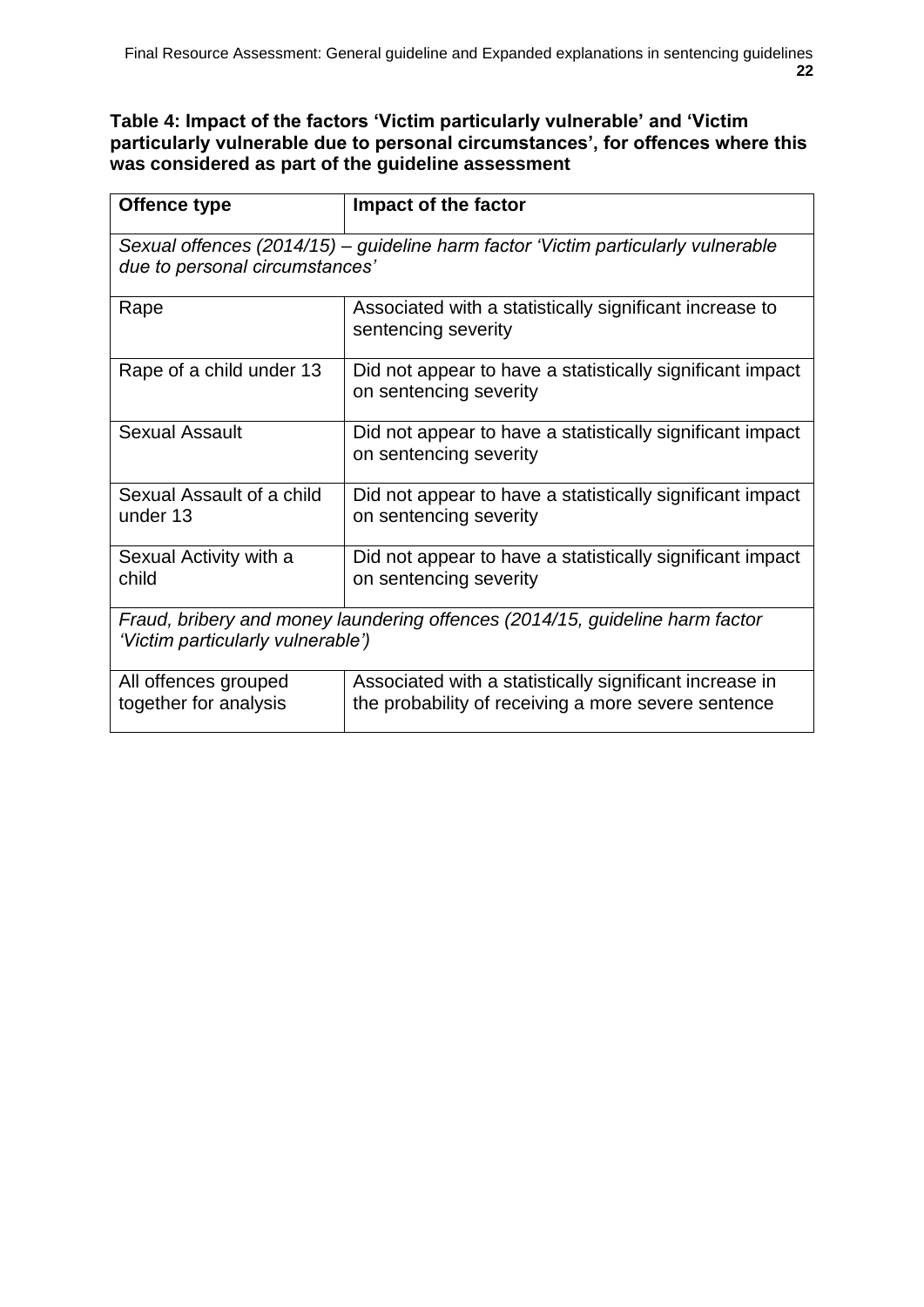**Table 4: Impact of the factors 'Victim particularly vulnerable' and 'Victim particularly vulnerable due to personal circumstances', for offences where this was considered as part of the guideline assessment**

| Offence type | Impact of the factor |
| --- | --- |
| *Sexual offences (2014/15) – guideline harm factor 'Victim particularly vulnerable due to personal circumstances'* | |
| Rape | Associated with a statistically significant increase to sentencing severity |
| Rape of a child under 13 | Did not appear to have a statistically significant impact on sentencing severity |
| Sexual Assault | Did not appear to have a statistically significant impact on sentencing severity |
| Sexual Assault of a child under 13 | Did not appear to have a statistically significant impact on sentencing severity |
| Sexual Activity with a child | Did not appear to have a statistically significant impact on sentencing severity |
| *Fraud, bribery and money laundering offences (2014/15, guideline harm factor 'Victim particularly vulnerable')* | |
| All offences grouped together for analysis | Associated with a statistically significant increase in the probability of receiving a more severe sentence |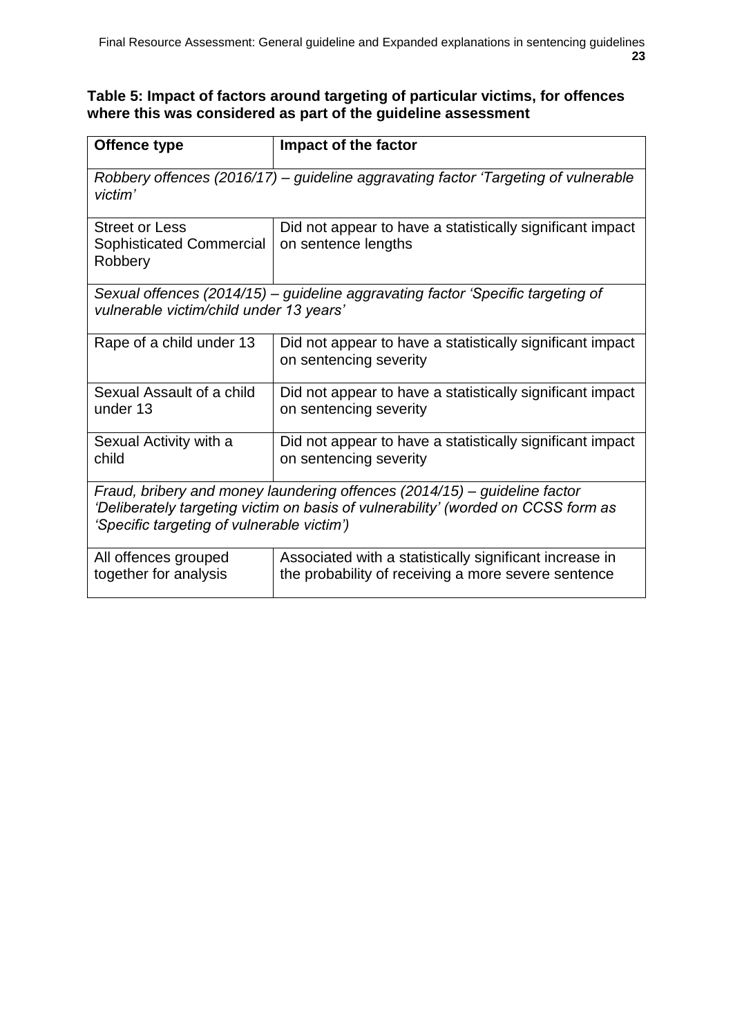**Table 5: Impact of factors around targeting of particular victims, for offences where this was considered as part of the guideline assessment**

| Offence type | Impact of the factor |
|---|---|
| *Robbery offences (2016/17) – guideline aggravating factor 'Targeting of vulnerable victim'* | |
| Street or Less Sophisticated Commercial Robbery | Did not appear to have a statistically significant impact on sentence lengths |
| *Sexual offences (2014/15) – guideline aggravating factor 'Specific targeting of vulnerable victim/child under 13 years'* | |
| Rape of a child under 13 | Did not appear to have a statistically significant impact on sentencing severity |
| Sexual Assault of a child under 13 | Did not appear to have a statistically significant impact on sentencing severity |
| Sexual Activity with a child | Did not appear to have a statistically significant impact on sentencing severity |
| *Fraud, bribery and money laundering offences (2014/15) – guideline factor 'Deliberately targeting victim on basis of vulnerability' (worded on CCSS form as 'Specific targeting of vulnerable victim')* | |
| All offences grouped together for analysis | Associated with a statistically significant increase in the probability of receiving a more severe sentence |